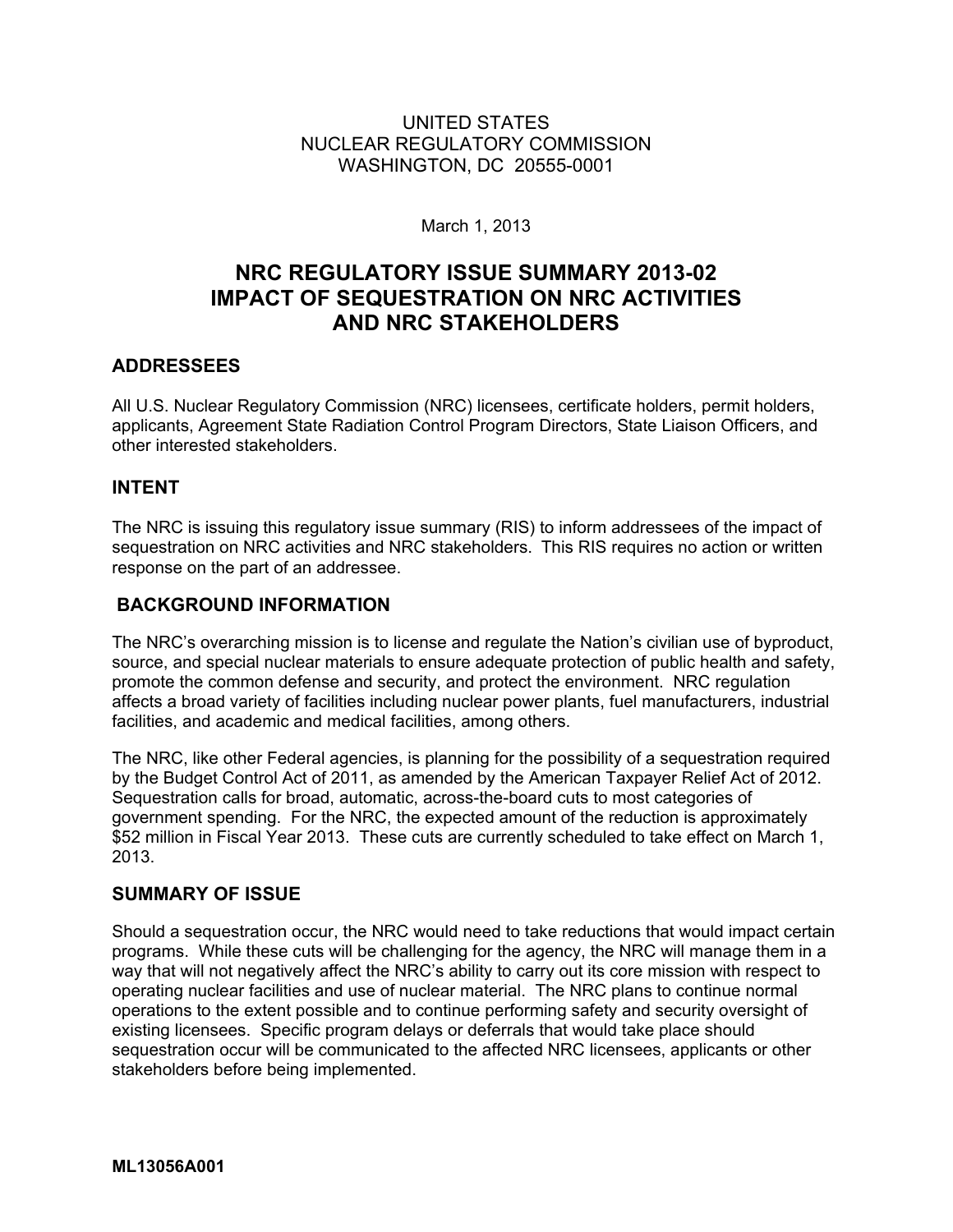UNITED STATES
NUCLEAR REGULATORY COMMISSION
WASHINGTON, DC 20555-0001

March 1, 2013

# NRC REGULATORY ISSUE SUMMARY 2013-02 IMPACT OF SEQUESTRATION ON NRC ACTIVITIES AND NRC STAKEHOLDERS

## ADDRESSEES

All U.S. Nuclear Regulatory Commission (NRC) licensees, certificate holders, permit holders, applicants, Agreement State Radiation Control Program Directors, State Liaison Officers, and other interested stakeholders.

## INTENT

The NRC is issuing this regulatory issue summary (RIS) to inform addressees of the impact of sequestration on NRC activities and NRC stakeholders. This RIS requires no action or written response on the part of an addressee.

## BACKGROUND INFORMATION

The NRC's overarching mission is to license and regulate the Nation's civilian use of byproduct, source, and special nuclear materials to ensure adequate protection of public health and safety, promote the common defense and security, and protect the environment. NRC regulation affects a broad variety of facilities including nuclear power plants, fuel manufacturers, industrial facilities, and academic and medical facilities, among others.

The NRC, like other Federal agencies, is planning for the possibility of a sequestration required by the Budget Control Act of 2011, as amended by the American Taxpayer Relief Act of 2012. Sequestration calls for broad, automatic, across-the-board cuts to most categories of government spending. For the NRC, the expected amount of the reduction is approximately $52 million in Fiscal Year 2013. These cuts are currently scheduled to take effect on March 1, 2013.

## SUMMARY OF ISSUE

Should a sequestration occur, the NRC would need to take reductions that would impact certain programs. While these cuts will be challenging for the agency, the NRC will manage them in a way that will not negatively affect the NRC's ability to carry out its core mission with respect to operating nuclear facilities and use of nuclear material. The NRC plans to continue normal operations to the extent possible and to continue performing safety and security oversight of existing licensees. Specific program delays or deferrals that would take place should sequestration occur will be communicated to the affected NRC licensees, applicants or other stakeholders before being implemented.

**ML13056A001**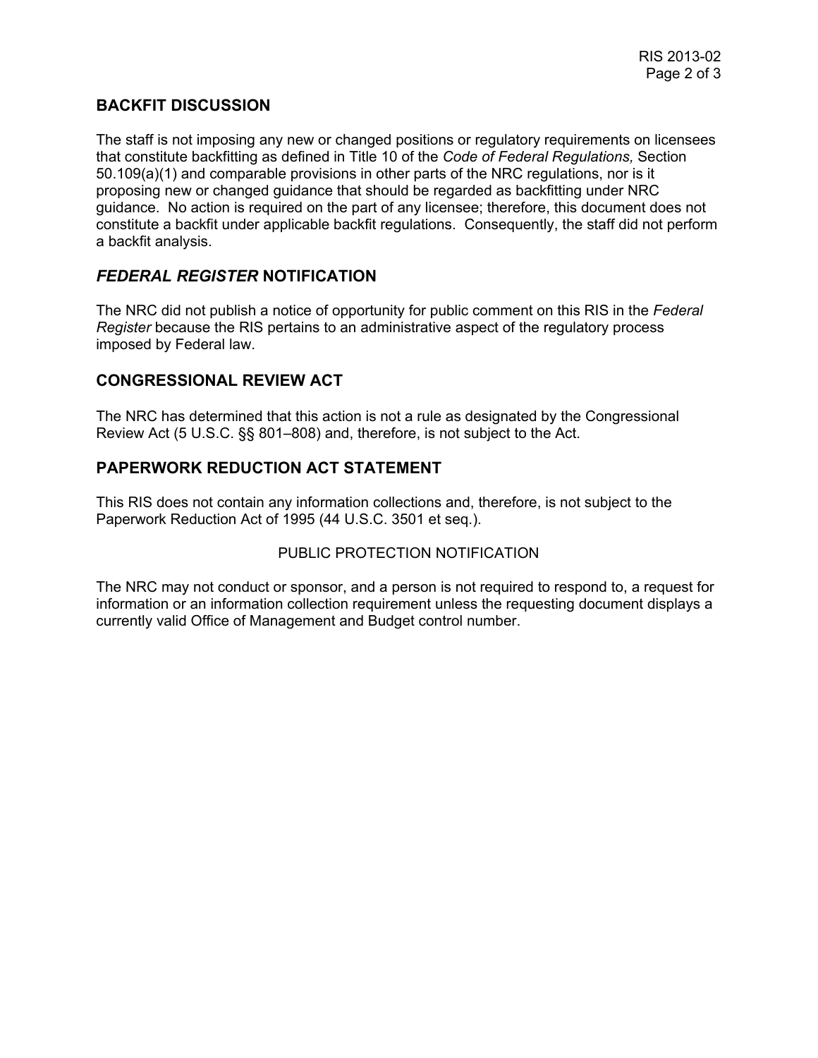## BACKFIT DISCUSSION

The staff is not imposing any new or changed positions or regulatory requirements on licensees that constitute backfitting as defined in Title 10 of the *Code of Federal Regulations,* Section 50.109(a)(1) and comparable provisions in other parts of the NRC regulations, nor is it proposing new or changed guidance that should be regarded as backfitting under NRC guidance. No action is required on the part of any licensee; therefore, this document does not constitute a backfit under applicable backfit regulations. Consequently, the staff did not perform a backfit analysis.

## *FEDERAL REGISTER* NOTIFICATION

The NRC did not publish a notice of opportunity for public comment on this RIS in the *Federal Register* because the RIS pertains to an administrative aspect of the regulatory process imposed by Federal law.

## CONGRESSIONAL REVIEW ACT

The NRC has determined that this action is not a rule as designated by the Congressional Review Act (5 U.S.C. §§ 801–808) and, therefore, is not subject to the Act.

## PAPERWORK REDUCTION ACT STATEMENT

This RIS does not contain any information collections and, therefore, is not subject to the Paperwork Reduction Act of 1995 (44 U.S.C. 3501 et seq.).

PUBLIC PROTECTION NOTIFICATION

The NRC may not conduct or sponsor, and a person is not required to respond to, a request for information or an information collection requirement unless the requesting document displays a currently valid Office of Management and Budget control number.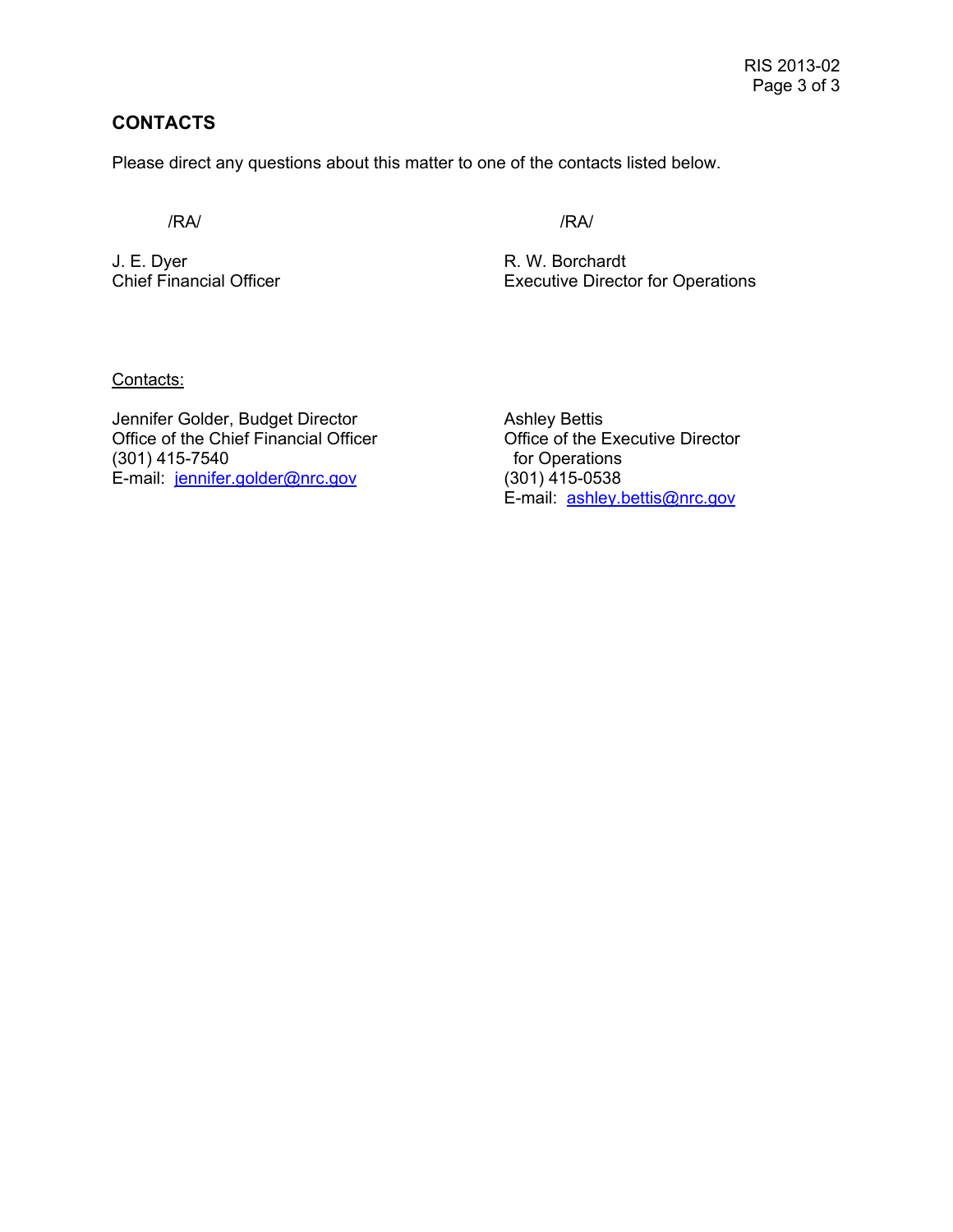## CONTACTS

Please direct any questions about this matter to one of the contacts listed below.

/RA/

J. E. Dyer
Chief Financial Officer

/RA/

R. W. Borchardt
Executive Director for Operations

Contacts:

Jennifer Golder, Budget Director
Office of the Chief Financial Officer
(301) 415-7540
E-mail: jennifer.golder@nrc.gov

Ashley Bettis
Office of the Executive Director
for Operations
(301) 415-0538
E-mail: ashley.bettis@nrc.gov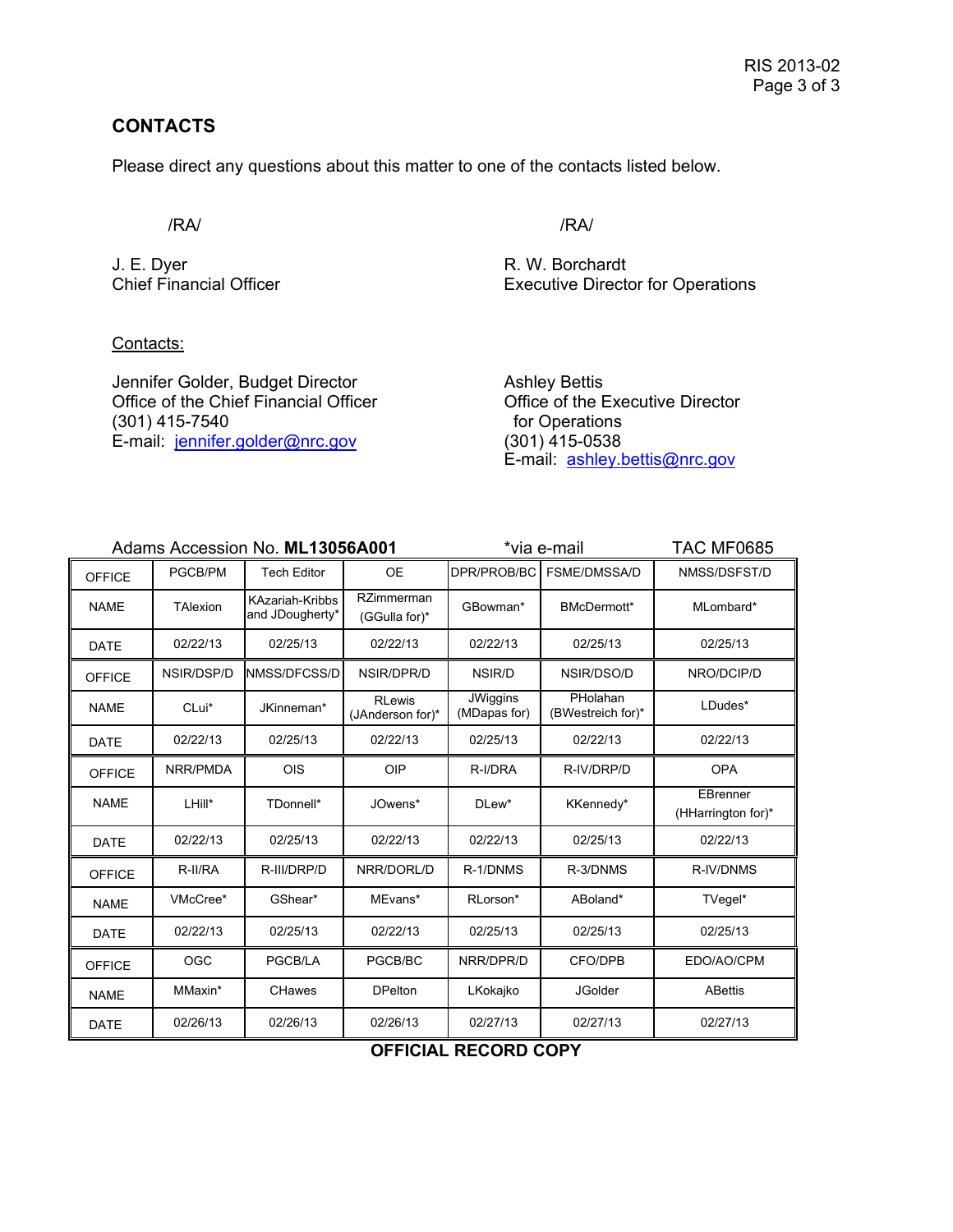## CONTACTS

Please direct any questions about this matter to one of the contacts listed below.

/RA/

J. E. Dyer
Chief Financial Officer

/RA/

R. W. Borchardt
Executive Director for Operations

Contacts:

Jennifer Golder, Budget Director
Office of the Chief Financial Officer
(301) 415-7540
E-mail: jennifer.golder@nrc.gov

Ashley Bettis
Office of the Executive Director for Operations
(301) 415-0538
E-mail: ashley.bettis@nrc.gov

Adams Accession No. **ML13056A001** *via e-mail TAC MF0685

| | | | | | | |
|---|---|---|---|---|---|---|
| OFFICE | PGCB/PM | Tech Editor | OE | DPR/PROB/BC | FSME/DMSSA/D | NMSS/DSFST/D |
| NAME | TAlexion | KAzariah-Kribbs and JDougherty* | RZimmerman (GGulla for)* | GBowman* | BMcDermott* | MLombard* |
| DATE | 02/22/13 | 02/25/13 | 02/22/13 | 02/22/13 | 02/25/13 | 02/25/13 |
| OFFICE | NSIR/DSP/D | NMSS/DFCSS/D | NSIR/DPR/D | NSIR/D | NSIR/DSO/D | NRO/DCIP/D |
| NAME | CLui* | JKinneman* | RLewis (JAnderson for)* | JWiggins (MDapas for) | PHolahan (BWestreich for)* | LDudes* |
| DATE | 02/22/13 | 02/25/13 | 02/22/13 | 02/25/13 | 02/22/13 | 02/22/13 |
| OFFICE | NRR/PMDA | OIS | OIP | R-I/DRA | R-IV/DRP/D | OPA |
| NAME | LHill* | TDonnell* | JOwens* | DLew* | KKennedy* | EBrenner (HHarrington for)* |
| DATE | 02/22/13 | 02/25/13 | 02/22/13 | 02/22/13 | 02/25/13 | 02/22/13 |
| OFFICE | R-II/RA | R-III/DRP/D | NRR/DORL/D | R-1/DNMS | R-3/DNMS | R-IV/DNMS |
| NAME | VMcCree* | GShear* | MEvans* | RLorson* | ABoland* | TVegel* |
| DATE | 02/22/13 | 02/25/13 | 02/22/13 | 02/25/13 | 02/25/13 | 02/25/13 |
| OFFICE | OGC | PGCB/LA | PGCB/BC | NRR/DPR/D | CFO/DPB | EDO/AO/CPM |
| NAME | MMaxin* | CHawes | DPelton | LKokajko | JGolder | ABettis |
| DATE | 02/26/13 | 02/26/13 | 02/26/13 | 02/27/13 | 02/27/13 | 02/27/13 |

**OFFICIAL RECORD COPY**